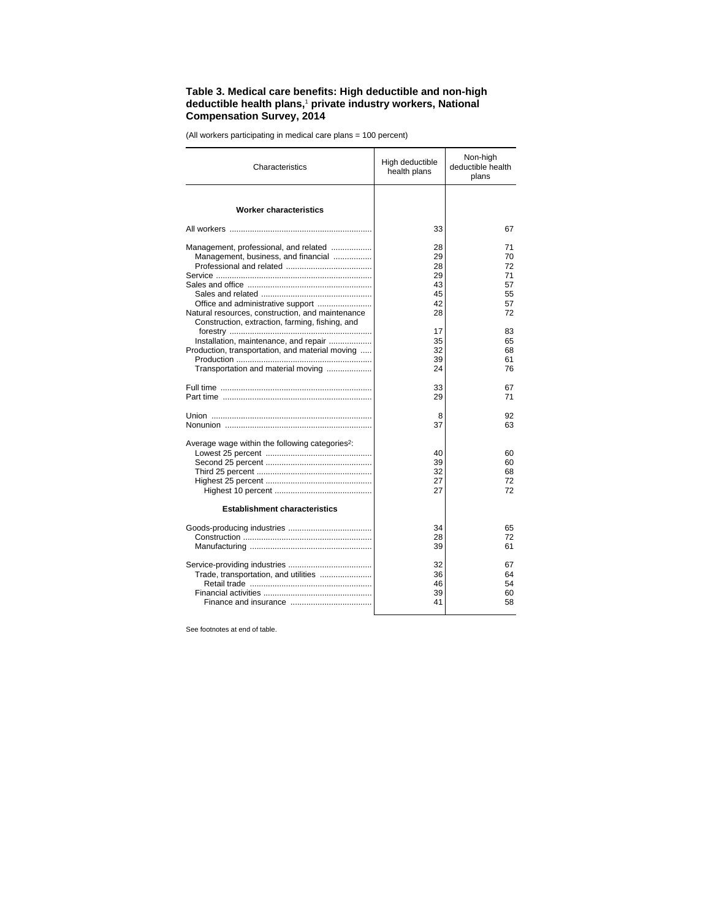### Table 3. Medical care benefits: High deductible and non-high deductible health plans,[1] private industry workers, National Compensation Survey, 2014

(All workers participating in medical care plans = 100 percent)

| Characteristics | High deductible health plans | Non-high deductible health plans |
|---|---|---|
| **Worker characteristics** | | |
| All workers | 33 | 67 |
| Management, professional, and related | 28 | 71 |
| Management, business, and financial | 29 | 70 |
| Professional and related | 28 | 72 |
| Service | 29 | 71 |
| Sales and office | 43 | 57 |
| Sales and related | 45 | 55 |
| Office and administrative support | 42 | 57 |
| Natural resources, construction, and maintenance | 28 | 72 |
| Construction, extraction, farming, fishing, and forestry | 17 | 83 |
| Installation, maintenance, and repair | 35 | 65 |
| Production, transportation, and material moving | 32 | 68 |
| Production | 39 | 61 |
| Transportation and material moving | 24 | 76 |
| Full time | 33 | 67 |
| Part time | 29 | 71 |
| Union | 8 | 92 |
| Nonunion | 37 | 63 |
| Average wage within the following categories[2]: | | |
| Lowest 25 percent | 40 | 60 |
| Second 25 percent | 39 | 60 |
| Third 25 percent | 32 | 68 |
| Highest 25 percent | 27 | 72 |
| Highest 10 percent | 27 | 72 |
| **Establishment characteristics** | | |
| Goods-producing industries | 34 | 65 |
| Construction | 28 | 72 |
| Manufacturing | 39 | 61 |
| Service-providing industries | 32 | 67 |
| Trade, transportation, and utilities | 36 | 64 |
| Retail trade | 46 | 54 |
| Financial activities | 39 | 60 |
| Finance and insurance | 41 | 58 |

See footnotes at end of table.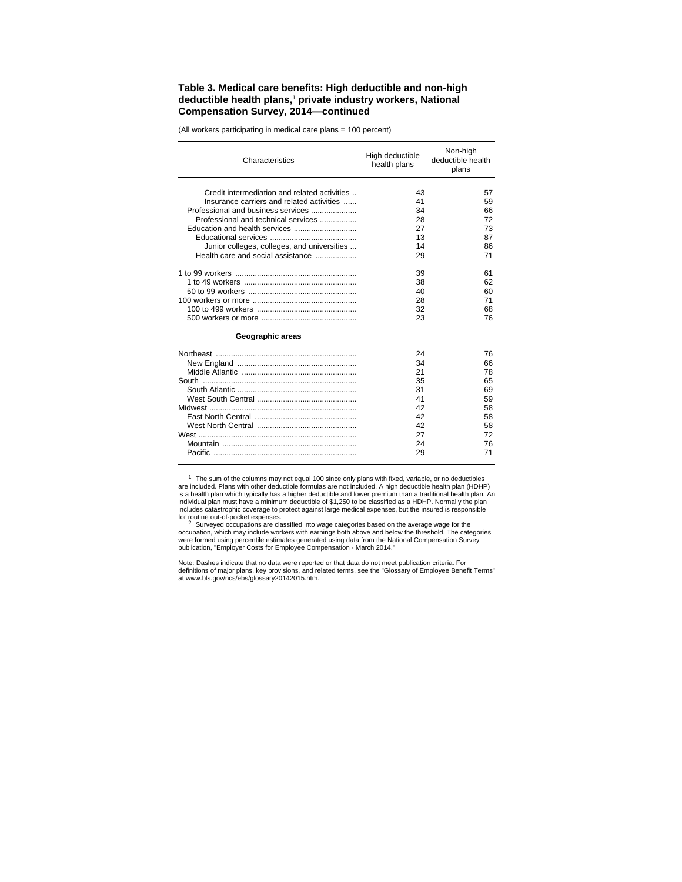### Table 3. Medical care benefits: High deductible and non-high deductible health plans,[1] private industry workers, National Compensation Survey, 2014—continued

(All workers participating in medical care plans = 100 percent)

| Characteristics | High deductible health plans | Non-high deductible health plans |
|---|---|---|
| Credit intermediation and related activities | 43 | 57 |
| Insurance carriers and related activities | 41 | 59 |
| Professional and business services | 34 | 66 |
| Professional and technical services | 28 | 72 |
| Education and health services | 27 | 73 |
| Educational services | 13 | 87 |
| Junior colleges, colleges, and universities | 14 | 86 |
| Health care and social assistance | 29 | 71 |
| 1 to 99 workers | 39 | 61 |
| 1 to 49 workers | 38 | 62 |
| 50 to 99 workers | 40 | 60 |
| 100 workers or more | 28 | 71 |
| 100 to 499 workers | 32 | 68 |
| 500 workers or more | 23 | 76 |
| **Geographic areas** | | |
| Northeast | 24 | 76 |
| New England | 34 | 66 |
| Middle Atlantic | 21 | 78 |
| South | 35 | 65 |
| South Atlantic | 31 | 69 |
| West South Central | 41 | 59 |
| Midwest | 42 | 58 |
| East North Central | 42 | 58 |
| West North Central | 42 | 58 |
| West | 27 | 72 |
| Mountain | 24 | 76 |
| Pacific | 29 | 71 |

[1] The sum of the columns may not equal 100 since only plans with fixed, variable, or no deductibles are included. Plans with other deductible formulas are not included. A high deductible health plan (HDHP) is a health plan which typically has a higher deductible and lower premium than a traditional health plan. An individual plan must have a minimum deductible of $1,250 to be classified as a HDHP. Normally the plan includes catastrophic coverage to protect against large medical expenses, but the insured is responsible for routine out-of-pocket expenses.

[2] Surveyed occupations are classified into wage categories based on the average wage for the occupation, which may include workers with earnings both above and below the threshold. The categories were formed using percentile estimates generated using data from the National Compensation Survey publication, "Employer Costs for Employee Compensation - March 2014."

Note: Dashes indicate that no data were reported or that data do not meet publication criteria. For definitions of major plans, key provisions, and related terms, see the "Glossary of Employee Benefit Terms" at www.bls.gov/ncs/ebs/glossary20142015.htm.